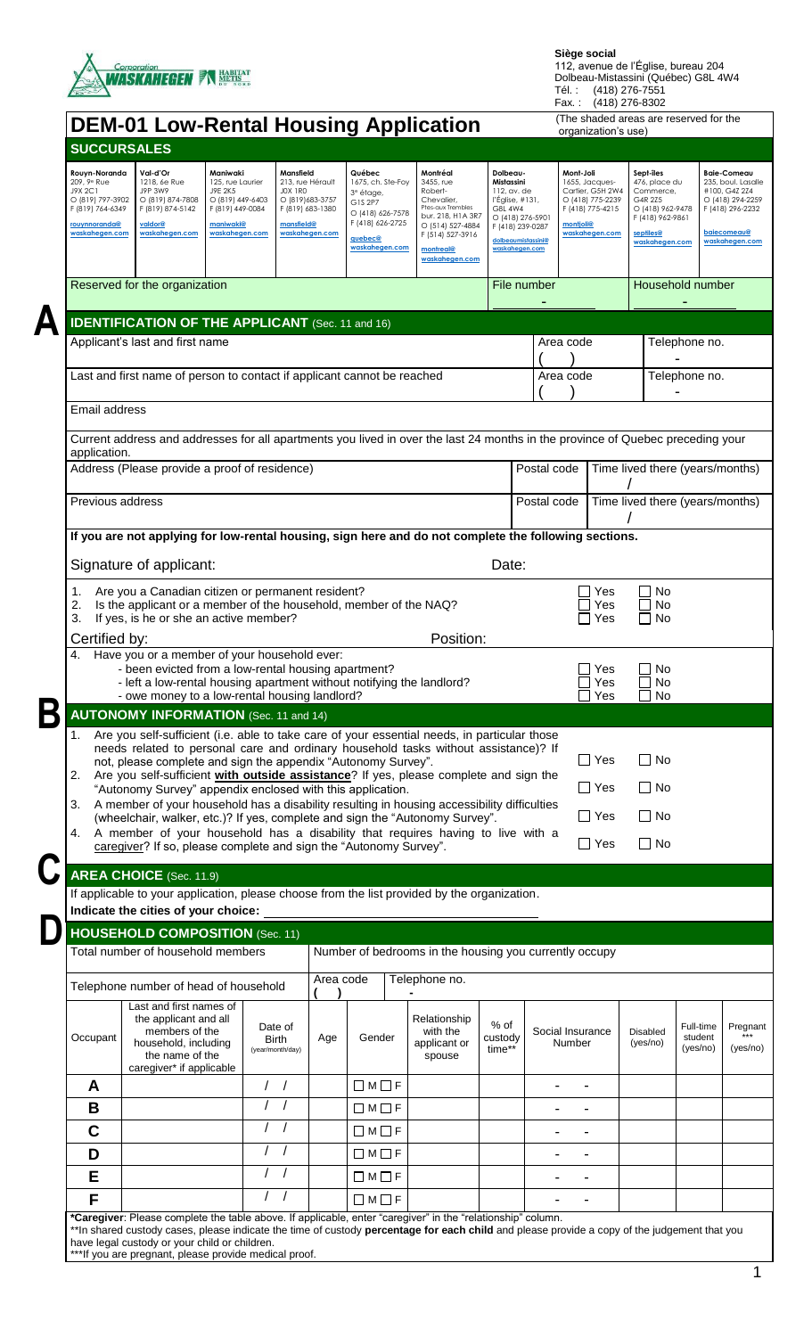Corporation WASKAHEGEN HABITAT MÉTIS DU NORD

**Siège social**
112, avenue de l'Église, bureau 204
Dolbeau-Mistassini (Québec) G8L 4W4
Tél. : (418) 276-7551
Fax. : (418) 276-8302

# DEM-01 Low-Rental Housing Application

(The shaded areas are reserved for the organization's use)

## SUCCURSALES

| Rouyn-Noranda | Val-d'Or | Maniwaki | Mansfield | Québec | Montréal | Dolbeau-Mistassini | Mont-Joli | Sept-Îles | Baie-Comeau |
|---|---|---|---|---|---|---|---|---|---|
| 209, 9e Rue J9X 2C1 O (819) 797-3902 F (819) 764-6349 rouynnoranda@waskahegen.com | 1218, 6e Rue J9P 3W9 O (819) 874-7808 F (819) 874-5142 valdor@waskahegen.com | 125, rue Laurier J9E 2K5 O (819) 449-6403 F (819) 449-0084 maniwaki@waskahegen.com | 213, rue Hérault J0X 1R0 O (819)683-3757 F (819) 683-1380 mansfield@waskahegen.com | 1675, ch. Ste-Foy 3e étage, G1S 2P7 O (418) 626-7578 F (418) 626-2725 quebec@waskahegen.com | 3455, rue Robert-Chevalier, Ptes-aux-Trembles bur. 218, H1A 3R7 O (514) 527-4884 F (514) 527-3916 montreal@waskahegen.com | 112, av. de l'Église, #131, G8L 4W4 O (418) 276-5901 F (418) 239-0287 dolbeaumistassini@waskahegen.com | 1655, Jacques-Cartier, G5H 2W4 O (418) 775-2239 F (418) 775-4215 montjoli@waskahegen.com | 476, place du Commerce, G4R 2Z5 O (418) 962-9478 F (418) 962-9861 septiles@waskahegen.com | 235, boul. Lasalle #100, G4Z 2Z4 O (418) 294-2259 F (418) 296-2232 baiecomeau@waskahegen.com |

| Reserved for the organization | File number | Household number |
|---|---|---|
| | - | - |

## A IDENTIFICATION OF THE APPLICANT (Sec. 11 and 16)

| Applicant's last and first name | Area code | Telephone no. |
|---|---|---|
| | ( ) | - |
| **Last and first name of person to contact if applicant cannot be reached** | **Area code** | **Telephone no.** |
| | ( ) | - |

Email address

Current address and addresses for all apartments you lived in over the last 24 months in the province of Quebec preceding your application.

| Address (Please provide a proof of residence) | Postal code | Time lived there (years/months) |
|---|---|---|
| | | / |
| **Previous address** | **Postal code** | **Time lived there (years/months)** |
| | | / |

**If you are not applying for low-rental housing, sign here and do not complete the following sections.**

Signature of applicant: Date:

1. Are you a Canadian citizen or permanent resident? ☐ Yes ☐ No
2. Is the applicant or a member of the household, member of the NAQ? ☐ Yes ☐ No
3. If yes, is he or she an active member? ☐ Yes ☐ No

Certified by: Position:

4. Have you or a member of your household ever:
   - been evicted from a low-rental housing apartment? ☐ Yes ☐ No
   - left a low-rental housing apartment without notifying the landlord? ☐ Yes ☐ No
   - owe money to a low-rental housing landlord? ☐ Yes ☐ No

## B AUTONOMY INFORMATION (Sec. 11 and 14)

1. Are you self-sufficient (i.e. able to take care of your essential needs, in particular those needs related to personal care and ordinary household tasks without assistance)? If not, please complete and sign the appendix "Autonomy Survey". ☐ Yes ☐ No
2. Are you self-sufficient **with outside assistance**? If yes, please complete and sign the "Autonomy Survey" appendix enclosed with this application. ☐ Yes ☐ No
3. A member of your household has a disability resulting in housing accessibility difficulties (wheelchair, walker, etc.)? If yes, complete and sign the "Autonomy Survey". ☐ Yes ☐ No
4. A member of your household has a disability that requires having to live with a caregiver? If so, please complete and sign the "Autonomy Survey". ☐ Yes ☐ No

## C AREA CHOICE (Sec. 11.9)

If applicable to your application, please choose from the list provided by the organization.

**Indicate the cities of your choice:**

## D HOUSEHOLD COMPOSITION (Sec. 11)

| Total number of household members | Number of bedrooms in the housing you currently occupy |
|---|---|
| | |

Telephone number of head of household — Area code ( ) Telephone no. -

| Occupant | Last and first names of the applicant and all members of the household, including the name of the caregiver* if applicable | Date of Birth (year/month/day) | Age | Gender | Relationship with the applicant or spouse | % of custody time** | Social Insurance Number | Disabled (yes/no) | Full-time student (yes/no) | Pregnant *** (yes/no) |
|---|---|---|---|---|---|---|---|---|---|---|
| A | | / / | | ☐ M ☐ F | | | - - | | | |
| B | | / / | | ☐ M ☐ F | | | - - | | | |
| C | | / / | | ☐ M ☐ F | | | - - | | | |
| D | | / / | | ☐ M ☐ F | | | - - | | | |
| E | | / / | | ☐ M ☐ F | | | - - | | | |
| F | | / / | | ☐ M ☐ F | | | - - | | | |

***Caregiver**: Please complete the table above. If applicable, enter "caregiver" in the "relationship" column.
**In shared custody cases, please indicate the time of custody **percentage for each child** and please provide a copy of the judgement that you have legal custody or your child or children.
***If you are pregnant, please provide medical proof.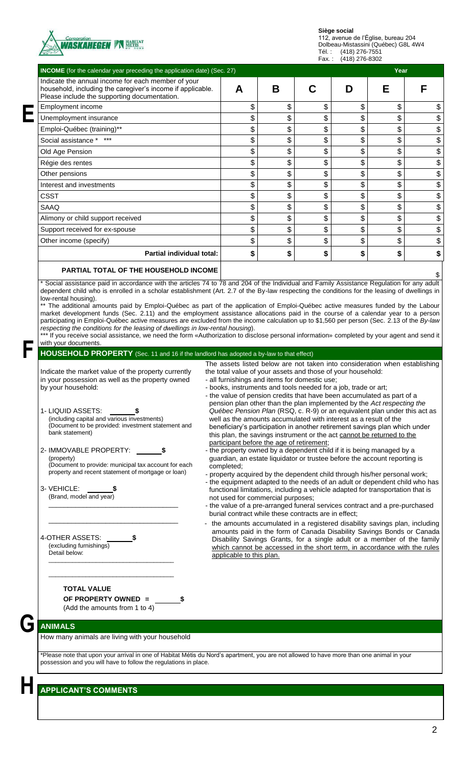**Siège social**
112, avenue de l'Église, bureau 204
Dolbeau-Mistassini (Québec) G8L 4W4
Tél. : (418) 276-7551
Fax. : (418) 276-8302

## E

| **INCOME** (for the calendar year preceding the application date) (Sec. 27) | | | | | Year | |
|---|---|---|---|---|---|---|
| Indicate the annual income for each member of your household, including the caregiver's income if applicable. Please include the supporting documentation. | **A** | **B** | **C** | **D** | **E** | **F** |
| Employment income | $ | $ | $ | $ | $ | $ |
| Unemployment insurance | $ | $ | $ | $ | $ | $ |
| Emploi-Québec (training)** | $ | $ | $ | $ | $ | $ |
| Social assistance * *** | $ | $ | $ | $ | $ | $ |
| Old Age Pension | $ | $ | $ | $ | $ | $ |
| Régie des rentes | $ | $ | $ | $ | $ | $ |
| Other pensions | $ | $ | $ | $ | $ | $ |
| Interest and investments | $ | $ | $ | $ | $ | $ |
| CSST | $ | $ | $ | $ | $ | $ |
| SAAQ | $ | $ | $ | $ | $ | $ |
| Alimony or child support received | $ | $ | $ | $ | $ | $ |
| Support received for ex-spouse | $ | $ | $ | $ | $ | $ |
| Other income (specify) | $ | $ | $ | $ | $ | $ |
| **Partial individual total:** | **$** | **$** | **$** | **$** | **$** | **$** |

**PARTIAL TOTAL OF THE HOUSEHOLD INCOME** $

* Social assistance paid in accordance with the articles 74 to 78 and 204 of the Individual and Family Assistance Regulation for any adult dependent child who is enrolled in a scholar establishment (Art. 2.7 of the By-law respecting the conditions for the leasing of dwellings in low-rental housing).

** The additional amounts paid by Emploi-Québec as part of the application of Emploi-Québec active measures funded by the Labour market development funds (Sec. 2.11) and the employment assistance allocations paid in the course of a calendar year to a person participating in Emploi-Québec active measures are excluded from the income calculation up to $1,560 per person (Sec. 2.13 of the *By-law respecting the conditions for the leasing of dwellings in low-rental housing*).

*** If you receive social assistance, we need the form «Authorization to disclose personal information» completed by your agent and send it with your documents.

## F

**HOUSEHOLD PROPERTY** (Sec. 11 and 16 if the landlord has adopted a by-law to that effect)

Indicate the market value of the property currently in your possession as well as the property owned by your household:

1- LIQUID ASSETS: ______**$**
(including capital and various investments)
(Document to be provided: investment statement and bank statement)

2- IMMOVABLE PROPERTY: ______**$**
(property)
(Document to provide: municipal tax account for each property and recent statement of mortgage or loan)

3- VEHICLE: ______**$**
(Brand, model and year)
_________________________________
_________________________________

4-OTHER ASSETS: ______**$**
(excluding furnishings)
Detail below:
_________________________________
_________________________________

**TOTAL VALUE**
**OF PROPERTY OWNED =** ______**$**
(Add the amounts from 1 to 4)

The assets listed below are not taken into consideration when establishing the total value of your assets and those of your household:
- all furnishings and items for domestic use;
- books, instruments and tools needed for a job, trade or art;
- the value of pension credits that have been accumulated as part of a pension plan other than the plan implemented by the *Act respecting the Québec Pension Plan* (RSQ, c. R-9) or an equivalent plan under this act as well as the amounts accumulated with interest as a result of the beneficiary's participation in another retirement savings plan which under this plan, the savings instrument or the act cannot be returned to the participant before the age of retirement;
- the property owned by a dependent child if it is being managed by a guardian, an estate liquidator or trustee before the account reporting is completed;
- property acquired by the dependent child through his/her personal work;
- the equipment adapted to the needs of an adult or dependent child who has functional limitations, including a vehicle adapted for transportation that is not used for commercial purposes;
- the value of a pre-arranged funeral services contract and a pre-purchased burial contract while these contracts are in effect;
- the amounts accumulated in a registered disability savings plan, including amounts paid in the form of Canada Disability Savings Bonds or Canada Disability Savings Grants, for a single adult or a member of the family which cannot be accessed in the short term, in accordance with the rules applicable to this plan.

## G

**ANIMALS**

How many animals are living with your household

*Please note that upon your arrival in one of Habitat Métis du Nord's apartment, you are not allowed to have more than one animal in your possession and you will have to follow the regulations in place.

## H

**APPLICANT'S COMMENTS**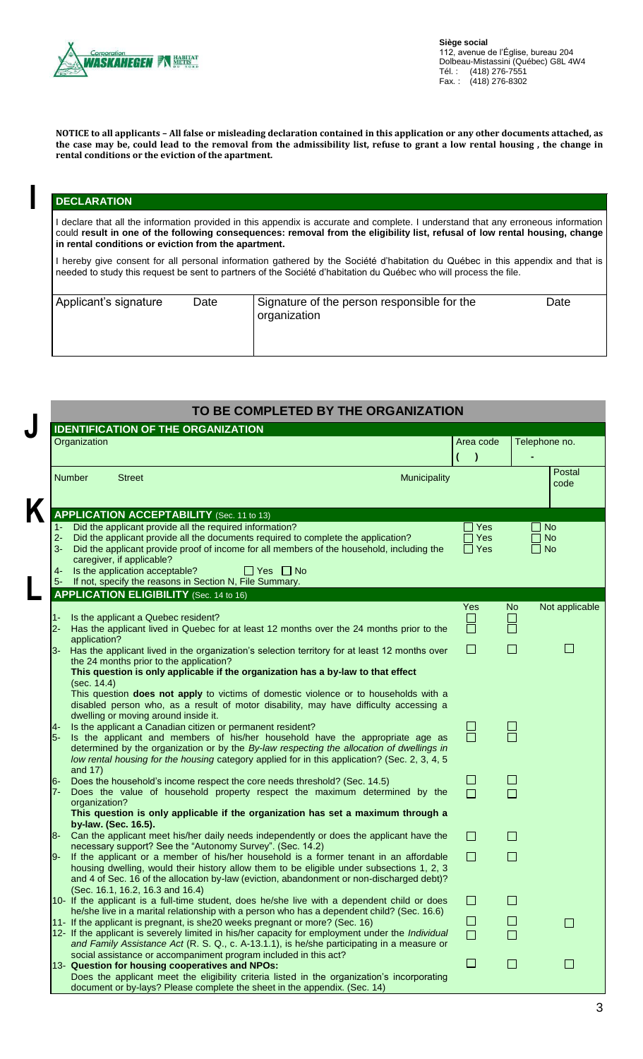Corporation WASKAHEGEN HABITAT MÉTIS DU NORD

**Siège social**
112, avenue de l'Église, bureau 204
Dolbeau-Mistassini (Québec) G8L 4W4
Tél. : (418) 276-7551
Fax. : (418) 276-8302

**NOTICE to all applicants – All false or misleading declaration contained in this application or any other documents attached, as the case may be, could lead to the removal from the admissibility list, refuse to grant a low rental housing , the change in rental conditions or the eviction of the apartment.**

## I

### DECLARATION

I declare that all the information provided in this appendix is accurate and complete. I understand that any erroneous information could **result in one of the following consequences: removal from the eligibility list, refusal of low rental housing, change in rental conditions or eviction from the apartment.**

I hereby give consent for all personal information gathered by the Société d'habitation du Québec in this appendix and that is needed to study this request be sent to partners of the Société d'habitation du Québec who will process the file.

| Applicant's signature | Date | Signature of the person responsible for the organization | Date |
|---|---|---|---|
| | | | |

## TO BE COMPLETED BY THE ORGANIZATION

## J

### IDENTIFICATION OF THE ORGANIZATION

| Organization | Area code | Telephone no. |
|---|---|---|
| | ( ) | - |

| Number | Street | Municipality | Postal code |
|---|---|---|---|
| | | | |

## K

### APPLICATION ACCEPTABILITY (Sec. 11 to 13)

| | | |
|---|---|---|
| 1- Did the applicant provide all the required information? | ☐ Yes | ☐ No |
| 2- Did the applicant provide all the documents required to complete the application? | ☐ Yes | ☐ No |
| 3- Did the applicant provide proof of income for all members of the household, including the caregiver, if applicable? | ☐ Yes | ☐ No |

4- Is the application acceptable? ☐ Yes ☐ No

5- If not, specify the reasons in Section N, File Summary.

## L

### APPLICATION ELIGIBILITY (Sec. 14 to 16)

| | Yes | No | Not applicable |
|---|---|---|---|
| 1- Is the applicant a Quebec resident? | ☐ | ☐ | |
| 2- Has the applicant lived in Quebec for at least 12 months over the 24 months prior to the application? | ☐ | ☐ | |
| 3- Has the applicant lived in the organization's selection territory for at least 12 months over the 24 months prior to the application? **This question is only applicable if the organization has a by-law to that effect** (sec. 14.4) This question **does not apply** to victims of domestic violence or to households with a disabled person who, as a result of motor disability, may have difficulty accessing a dwelling or moving around inside it. | ☐ | ☐ | ☐ |
| 4- Is the applicant a Canadian citizen or permanent resident? | ☐ | ☐ | |
| 5- Is the applicant and members of his/her household have the appropriate age as determined by the organization or by the *By-law respecting the allocation of dwellings in low rental housing for the housing* category applied for in this application? (Sec. 2, 3, 4, 5 and 17) | ☐ | ☐ | |
| 6- Does the household's income respect the core needs threshold? (Sec. 14.5) | ☐ | ☐ | |
| 7- Does the value of household property respect the maximum determined by the organization? **This question is only applicable if the organization has set a maximum through a by-law. (Sec. 16.5).** | ☐ | ☐ | |
| 8- Can the applicant meet his/her daily needs independently or does the applicant have the necessary support? See the "Autonomy Survey". (Sec. 14.2) | ☐ | ☐ | |
| 9- If the applicant or a member of his/her household is a former tenant in an affordable housing dwelling, would their history allow them to be eligible under subsections 1, 2, 3 and 4 of Sec. 16 of the allocation by-law (eviction, abandonment or non-discharged debt)? (Sec. 16.1, 16.2, 16.3 and 16.4) | ☐ | ☐ | |
| 10- If the applicant is a full-time student, does he/she live with a dependent child or does he/she live in a marital relationship with a person who has a dependent child? (Sec. 16.6) | ☐ | ☐ | |
| 11- If the applicant is pregnant, is she20 weeks pregnant or more? (Sec. 16) | ☐ | ☐ | ☐ |
| 12- If the applicant is severely limited in his/her capacity for employment under the *Individual and Family Assistance Act* (R. S. Q., c. A-13.1.1), is he/she participating in a measure or social assistance or accompaniment program included in this act? | ☐ | ☐ | |
| 13- **Question for housing cooperatives and NPOs:** Does the applicant meet the eligibility criteria listed in the organization's incorporating document or by-lays? Please complete the sheet in the appendix. (Sec. 14) | ☐ | ☐ | ☐ |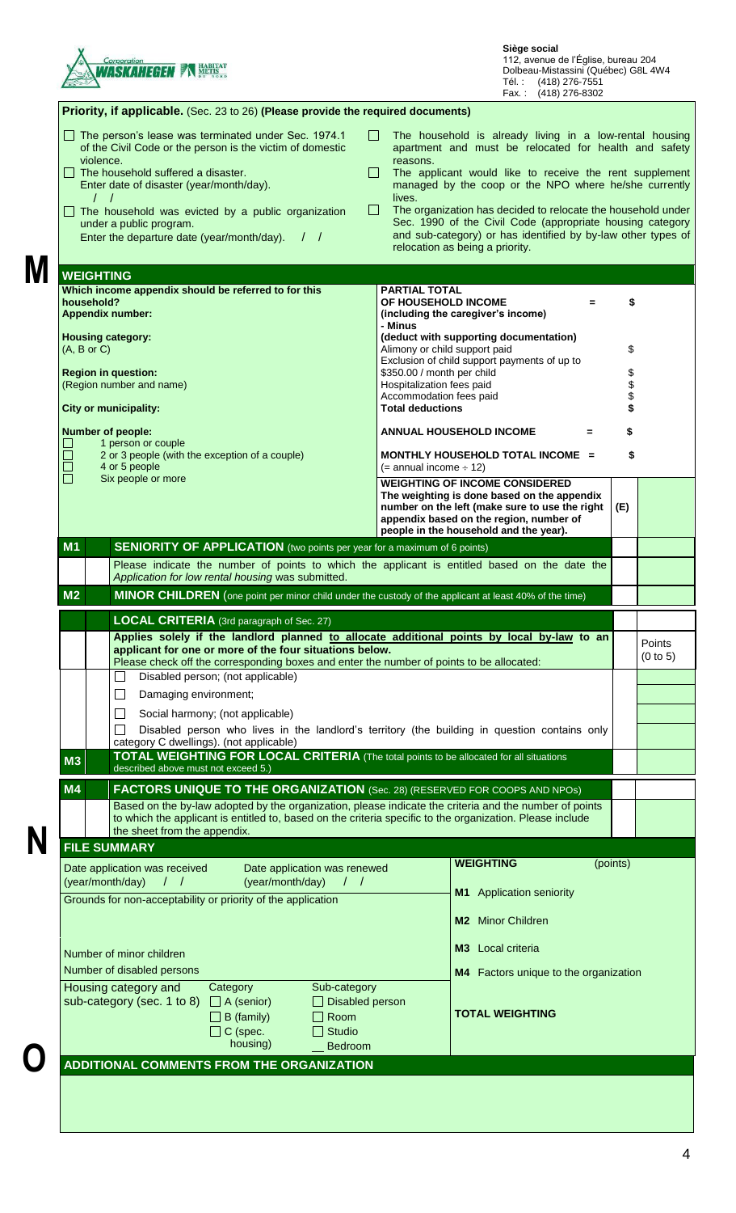Corporation WASKAHEGEN HABITAT MÉTIS DU NORD

**Siège social**
112, avenue de l'Église, bureau 204
Dolbeau-Mistassini (Québec) G8L 4W4
Tél. : (418) 276-7551
Fax. : (418) 276-8302

## Priority, if applicable. (Sec. 23 to 26) (Please provide the required documents)

- ☐ The person's lease was terminated under Sec. 1974.1 of the Civil Code or the person is the victim of domestic violence.
- ☐ The household suffered a disaster. Enter date of disaster (year/month/day). / /
- ☐ The household was evicted by a public organization under a public program. Enter the departure date (year/month/day). / /
- ☐ The household is already living in a low-rental housing apartment and must be relocated for health and safety reasons.
- ☐ The applicant would like to receive the rent supplement managed by the coop or the NPO where he/she currently lives.
- ☐ The organization has decided to relocate the household under Sec. 1990 of the Civil Code (appropriate housing category and sub-category) or has identified by by-law other types of relocation as being a priority.

**M**

## WEIGHTING

**Which income appendix should be referred to for this household?**
**Appendix number:**

**Housing category:**
(A, B or C)

**Region in question:**
(Region number and name)

**City or municipality:**

**Number of people:**
- ☐ 1 person or couple
- ☐ 2 or 3 people (with the exception of a couple)
- ☐ 4 or 5 people
- ☐ Six people or more

| | | |
|---|---|---|
| **PARTIAL TOTAL OF HOUSEHOLD INCOME (including the caregiver's income)** | = | **$** |
| **- Minus (deduct with supporting documentation)** | | |
| Alimony or child support paid | | $ |
| Exclusion of child support payments of up to $350.00 / month per child | | $ |
| Hospitalization fees paid | | $ |
| Accommodation fees paid | | $ |
| **Total deductions** | | **$** |
| **ANNUAL HOUSEHOLD INCOME** | = | **$** |
| **MONTHLY HOUSEHOLD TOTAL INCOME** (= annual income ÷ 12) | = | **$** |
| **WEIGHTING OF INCOME CONSIDERED** The weighting is done based on the appendix number on the left (make sure to use the right appendix based on the region, number of people in the household and the year). | **(E)** | |

| | | | |
|---|---|---|---|
| **M1** | **SENIORITY OF APPLICATION** (two points per year for a maximum of 6 points) | | |
| | Please indicate the number of points to which the applicant is entitled based on the date the *Application for low rental housing* was submitted. | | |
| **M2** | **MINOR CHILDREN** (one point per minor child under the custody of the applicant at least 40% of the time) | | |
| | **LOCAL CRITERIA** (3rd paragraph of Sec. 27) | | |
| | **Applies solely if the landlord planned to allocate additional points by local by-law to an applicant for one or more of the four situations below.** Please check off the corresponding boxes and enter the number of points to be allocated: | | Points (0 to 5) |
| | ☐ Disabled person; (not applicable) | | |
| | ☐ Damaging environment; | | |
| | ☐ Social harmony; (not applicable) | | |
| | ☐ Disabled person who lives in the landlord's territory (the building in question contains only category C dwellings). (not applicable) | | |
| **M3** | **TOTAL WEIGHTING FOR LOCAL CRITERIA** (The total points to be allocated for all situations described above must not exceed 5.) | | |
| **M4** | **FACTORS UNIQUE TO THE ORGANIZATION** (Sec. 28) (RESERVED FOR COOPS AND NPOs) | | |
| | Based on the by-law adopted by the organization, please indicate the criteria and the number of points to which the applicant is entitled to, based on the criteria specific to the organization. Please include the sheet from the appendix. | | |

**N**

## FILE SUMMARY

Date application was received (year/month/day) / /
Date application was renewed (year/month/day) / /

Grounds for non-acceptability or priority of the application

Number of minor children

Number of disabled persons

Housing category and sub-category (sec. 1 to 8)
- Category: ☐ A (senior) ☐ B (family) ☐ C (spec. housing)
- Sub-category: ☐ Disabled person ☐ Room ☐ Studio __ Bedroom

| **WEIGHTING** | (points) |
|---|---|
| **M1** Application seniority | |
| **M2** Minor Children | |
| **M3** Local criteria | |
| **M4** Factors unique to the organization | |
| **TOTAL WEIGHTING** | |

**O**

## ADDITIONAL COMMENTS FROM THE ORGANIZATION